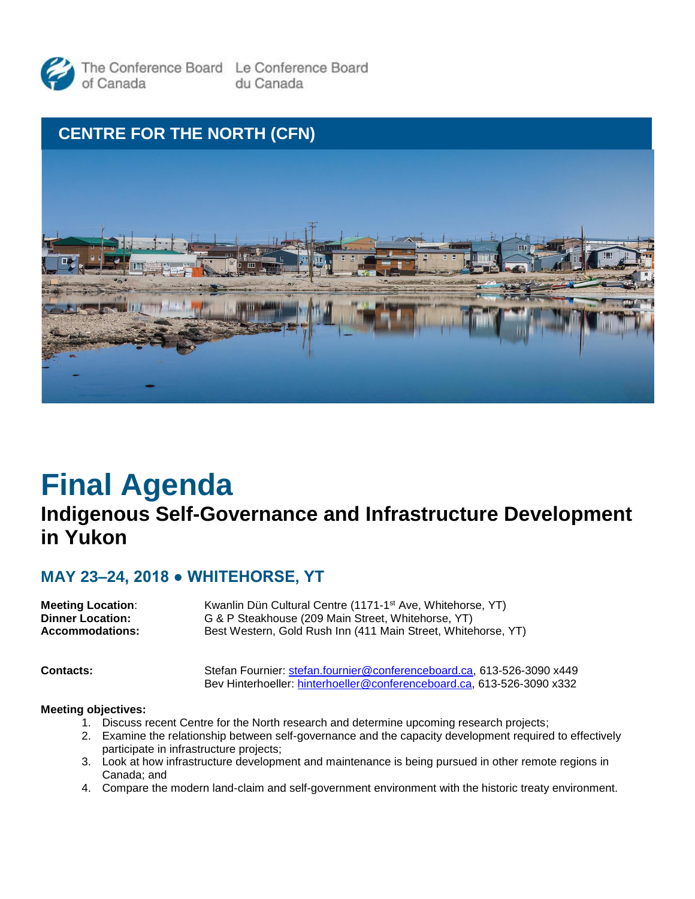The Conference Board of Canada | Le Conference Board du Canada

## CENTRE FOR THE NORTH (CFN)

# Final Agenda

## Indigenous Self-Governance and Infrastructure Development in Yukon

### MAY 23–24, 2018 ● WHITEHORSE, YT

**Meeting Location**: Kwanlin Dün Cultural Centre (1171-1st Ave, Whitehorse, YT)
**Dinner Location:** G & P Steakhouse (209 Main Street, Whitehorse, YT)
**Accommodations:** Best Western, Gold Rush Inn (411 Main Street, Whitehorse, YT)

**Contacts:** Stefan Fournier: stefan.fournier@conferenceboard.ca, 613-526-3090 x449
Bev Hinterhoeller: hinterhoeller@conferenceboard.ca, 613-526-3090 x332

**Meeting objectives:**

1. Discuss recent Centre for the North research and determine upcoming research projects;
2. Examine the relationship between self-governance and the capacity development required to effectively participate in infrastructure projects;
3. Look at how infrastructure development and maintenance is being pursued in other remote regions in Canada; and
4. Compare the modern land-claim and self-government environment with the historic treaty environment.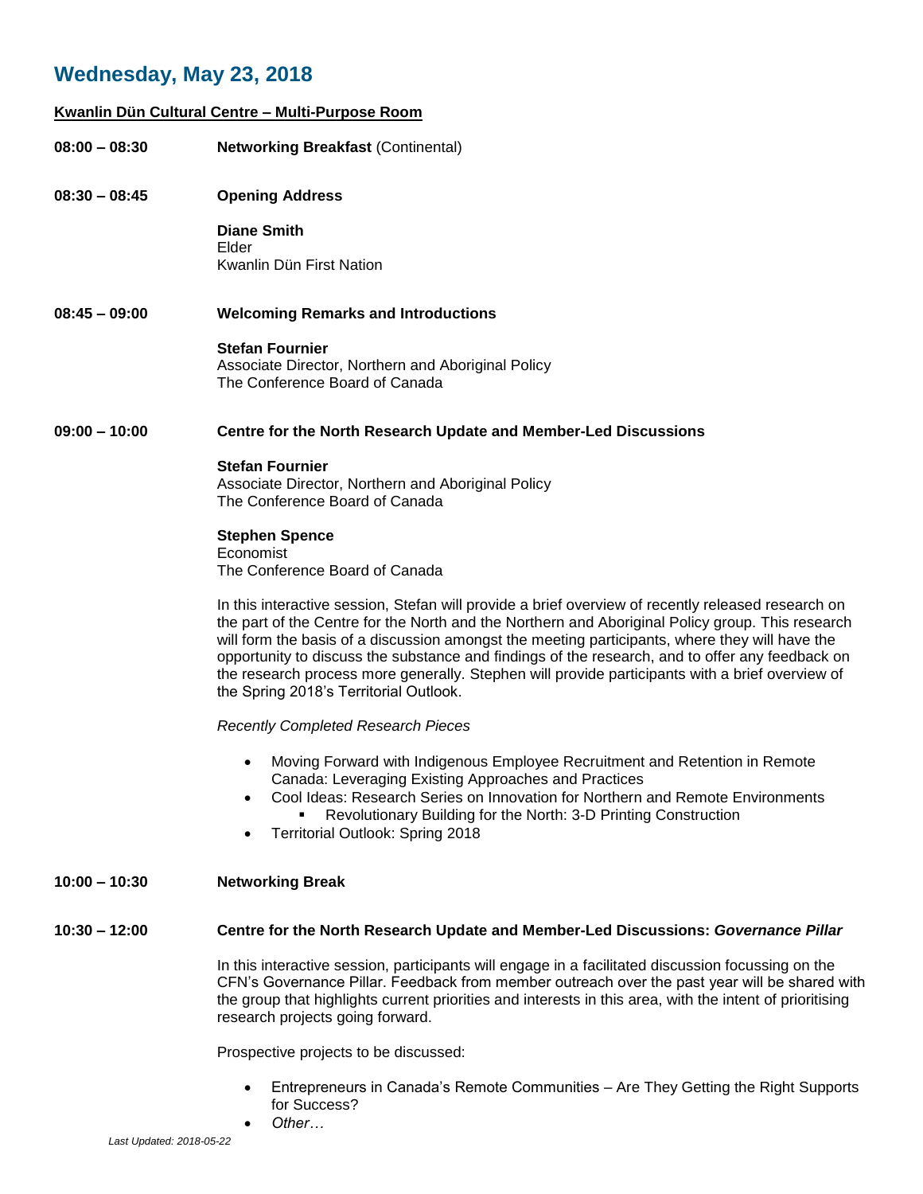# Wednesday, May 23, 2018

**Kwanlin Dün Cultural Centre – Multi-Purpose Room**

**08:00 – 08:30** **Networking Breakfast** (Continental)

**08:30 – 08:45** **Opening Address**

**Diane Smith**
Elder
Kwanlin Dün First Nation

**08:45 – 09:00** **Welcoming Remarks and Introductions**

**Stefan Fournier**
Associate Director, Northern and Aboriginal Policy
The Conference Board of Canada

**09:00 – 10:00** **Centre for the North Research Update and Member-Led Discussions**

**Stefan Fournier**
Associate Director, Northern and Aboriginal Policy
The Conference Board of Canada

**Stephen Spence**
Economist
The Conference Board of Canada

In this interactive session, Stefan will provide a brief overview of recently released research on the part of the Centre for the North and the Northern and Aboriginal Policy group. This research will form the basis of a discussion amongst the meeting participants, where they will have the opportunity to discuss the substance and findings of the research, and to offer any feedback on the research process more generally. Stephen will provide participants with a brief overview of the Spring 2018's Territorial Outlook.

*Recently Completed Research Pieces*

- Moving Forward with Indigenous Employee Recruitment and Retention in Remote Canada: Leveraging Existing Approaches and Practices
- Cool Ideas: Research Series on Innovation for Northern and Remote Environments
  - Revolutionary Building for the North: 3-D Printing Construction
- Territorial Outlook: Spring 2018

**10:00 – 10:30** **Networking Break**

**10:30 – 12:00** **Centre for the North Research Update and Member-Led Discussions: *Governance Pillar***

In this interactive session, participants will engage in a facilitated discussion focussing on the CFN's Governance Pillar. Feedback from member outreach over the past year will be shared with the group that highlights current priorities and interests in this area, with the intent of prioritising research projects going forward.

Prospective projects to be discussed:

- Entrepreneurs in Canada's Remote Communities – Are They Getting the Right Supports for Success?
- *Other…*

*Last Updated: 2018-05-22*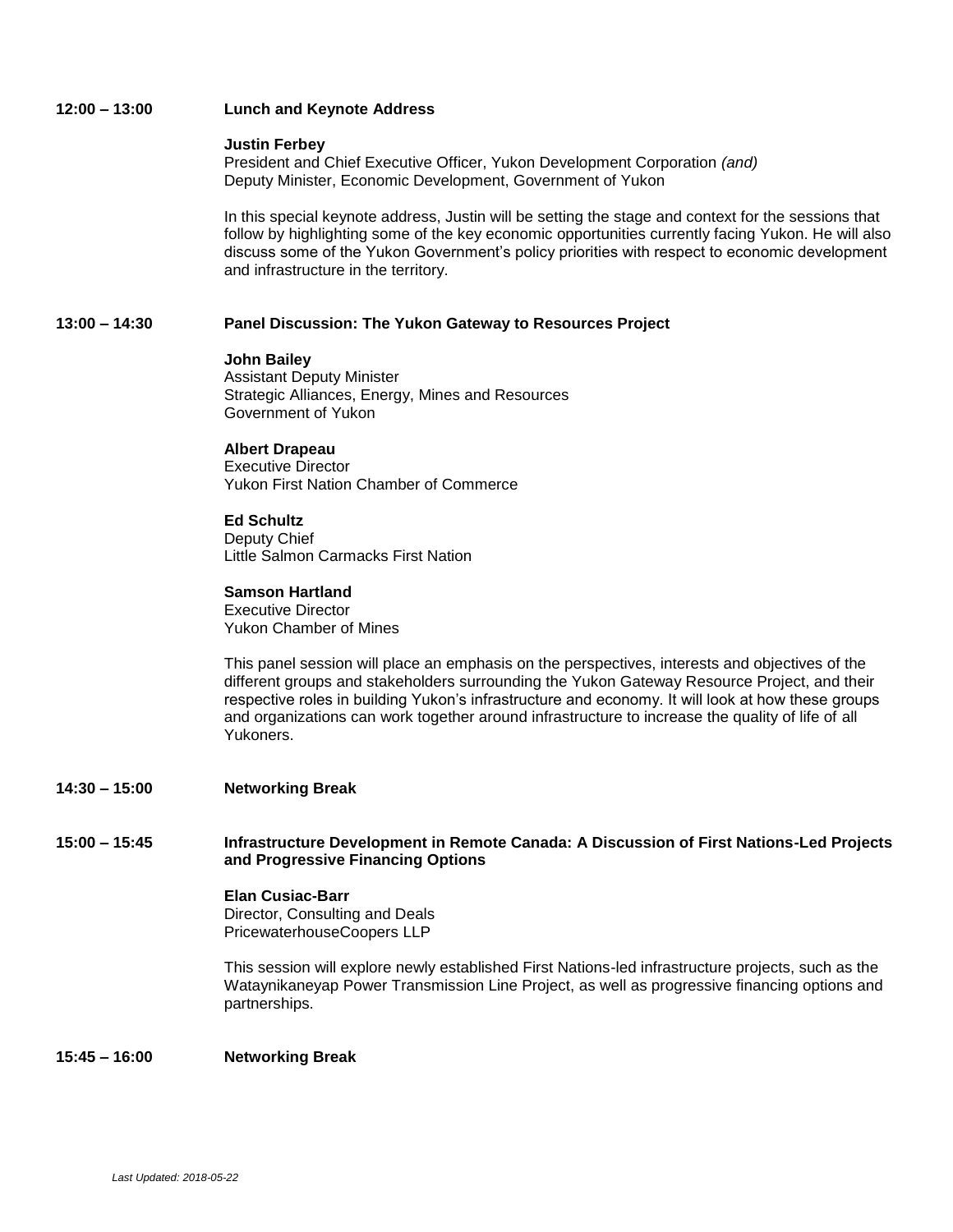**12:00 – 13:00** **Lunch and Keynote Address**

**Justin Ferbey**
President and Chief Executive Officer, Yukon Development Corporation *(and)*
Deputy Minister, Economic Development, Government of Yukon

In this special keynote address, Justin will be setting the stage and context for the sessions that follow by highlighting some of the key economic opportunities currently facing Yukon. He will also discuss some of the Yukon Government's policy priorities with respect to economic development and infrastructure in the territory.

**13:00 – 14:30** **Panel Discussion: The Yukon Gateway to Resources Project**

**John Bailey**
Assistant Deputy Minister
Strategic Alliances, Energy, Mines and Resources
Government of Yukon

**Albert Drapeau**
Executive Director
Yukon First Nation Chamber of Commerce

**Ed Schultz**
Deputy Chief
Little Salmon Carmacks First Nation

**Samson Hartland**
Executive Director
Yukon Chamber of Mines

This panel session will place an emphasis on the perspectives, interests and objectives of the different groups and stakeholders surrounding the Yukon Gateway Resource Project, and their respective roles in building Yukon's infrastructure and economy. It will look at how these groups and organizations can work together around infrastructure to increase the quality of life of all Yukoners.

**14:30 – 15:00** **Networking Break**

**15:00 – 15:45** **Infrastructure Development in Remote Canada: A Discussion of First Nations-Led Projects and Progressive Financing Options**

**Elan Cusiac-Barr**
Director, Consulting and Deals
PricewaterhouseCoopers LLP

This session will explore newly established First Nations-led infrastructure projects, such as the Wataynikaneyap Power Transmission Line Project, as well as progressive financing options and partnerships.

**15:45 – 16:00** **Networking Break**

*Last Updated: 2018-05-22*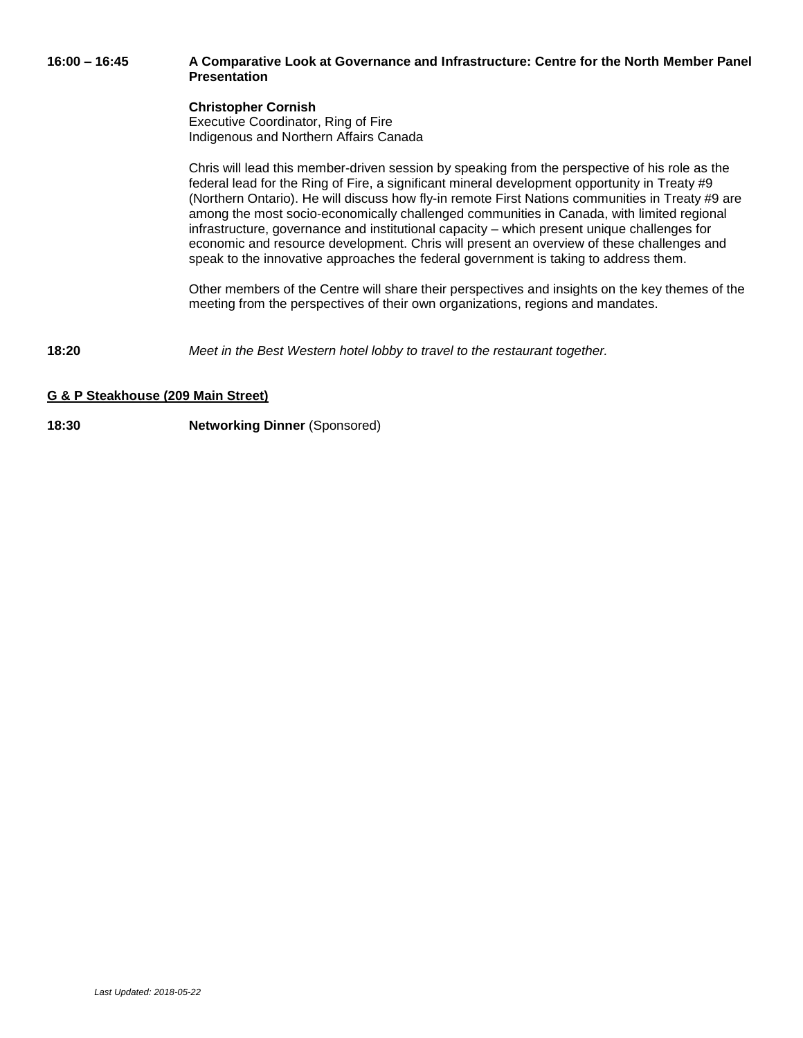**16:00 – 16:45** **A Comparative Look at Governance and Infrastructure: Centre for the North Member Panel Presentation**

**Christopher Cornish**
Executive Coordinator, Ring of Fire
Indigenous and Northern Affairs Canada

Chris will lead this member-driven session by speaking from the perspective of his role as the federal lead for the Ring of Fire, a significant mineral development opportunity in Treaty #9 (Northern Ontario). He will discuss how fly-in remote First Nations communities in Treaty #9 are among the most socio-economically challenged communities in Canada, with limited regional infrastructure, governance and institutional capacity – which present unique challenges for economic and resource development. Chris will present an overview of these challenges and speak to the innovative approaches the federal government is taking to address them.

Other members of the Centre will share their perspectives and insights on the key themes of the meeting from the perspectives of their own organizations, regions and mandates.

**18:20** *Meet in the Best Western hotel lobby to travel to the restaurant together.*

**G & P Steakhouse (209 Main Street)**

**18:30** **Networking Dinner** (Sponsored)

*Last Updated: 2018-05-22*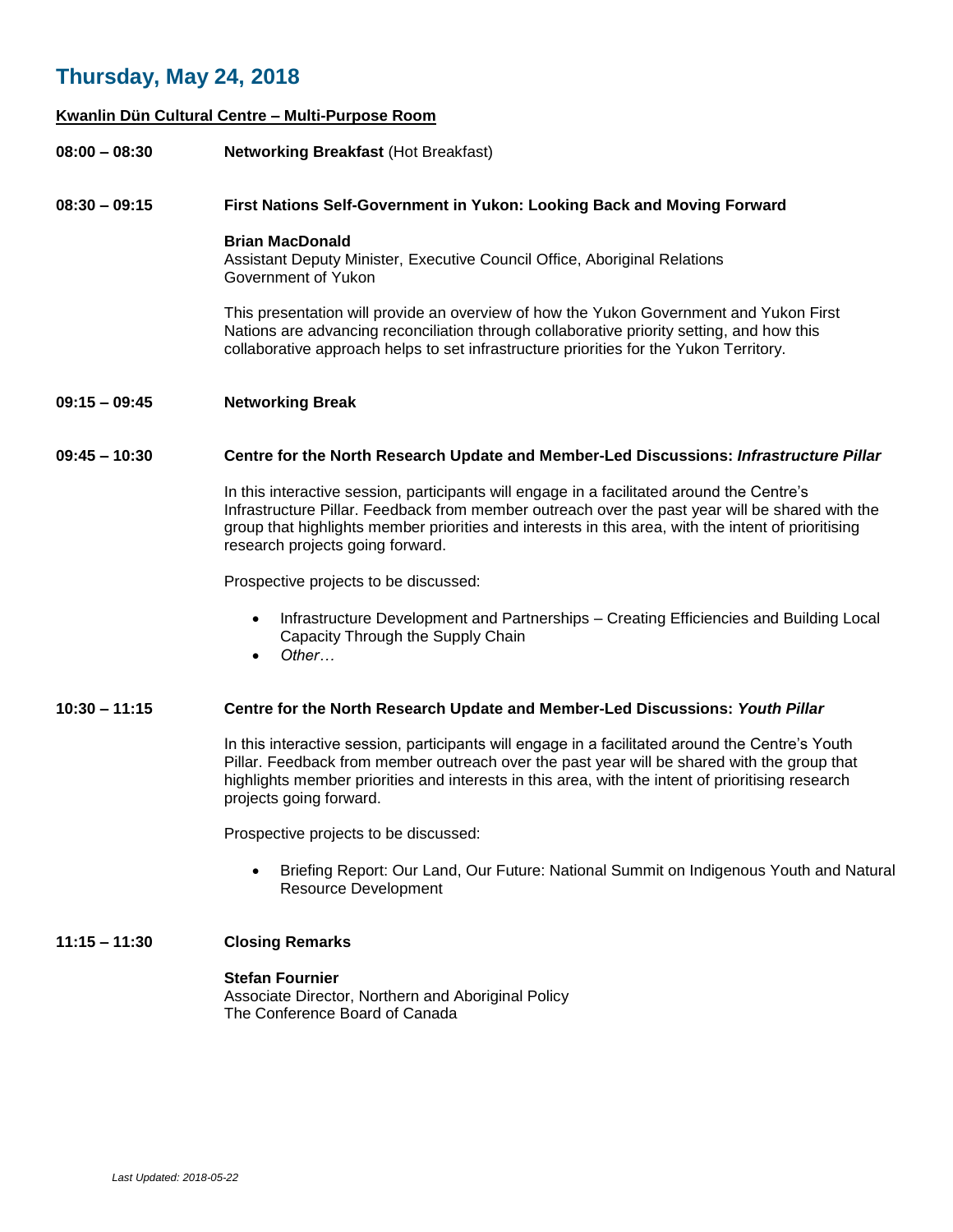## Thursday, May 24, 2018

**Kwanlin Dün Cultural Centre – Multi-Purpose Room**

**08:00 – 08:30** **Networking Breakfast** (Hot Breakfast)

**08:30 – 09:15** **First Nations Self-Government in Yukon: Looking Back and Moving Forward**

**Brian MacDonald**
Assistant Deputy Minister, Executive Council Office, Aboriginal Relations
Government of Yukon

This presentation will provide an overview of how the Yukon Government and Yukon First Nations are advancing reconciliation through collaborative priority setting, and how this collaborative approach helps to set infrastructure priorities for the Yukon Territory.

**09:15 – 09:45** **Networking Break**

**09:45 – 10:30** **Centre for the North Research Update and Member-Led Discussions: *Infrastructure Pillar***

In this interactive session, participants will engage in a facilitated around the Centre's Infrastructure Pillar. Feedback from member outreach over the past year will be shared with the group that highlights member priorities and interests in this area, with the intent of prioritising research projects going forward.

Prospective projects to be discussed:

- Infrastructure Development and Partnerships – Creating Efficiencies and Building Local Capacity Through the Supply Chain
- *Other…*

**10:30 – 11:15** **Centre for the North Research Update and Member-Led Discussions: *Youth Pillar***

In this interactive session, participants will engage in a facilitated around the Centre's Youth Pillar. Feedback from member outreach over the past year will be shared with the group that highlights member priorities and interests in this area, with the intent of prioritising research projects going forward.

Prospective projects to be discussed:

- Briefing Report: Our Land, Our Future: National Summit on Indigenous Youth and Natural Resource Development

**11:15 – 11:30** **Closing Remarks**

**Stefan Fournier**
Associate Director, Northern and Aboriginal Policy
The Conference Board of Canada

*Last Updated: 2018-05-22*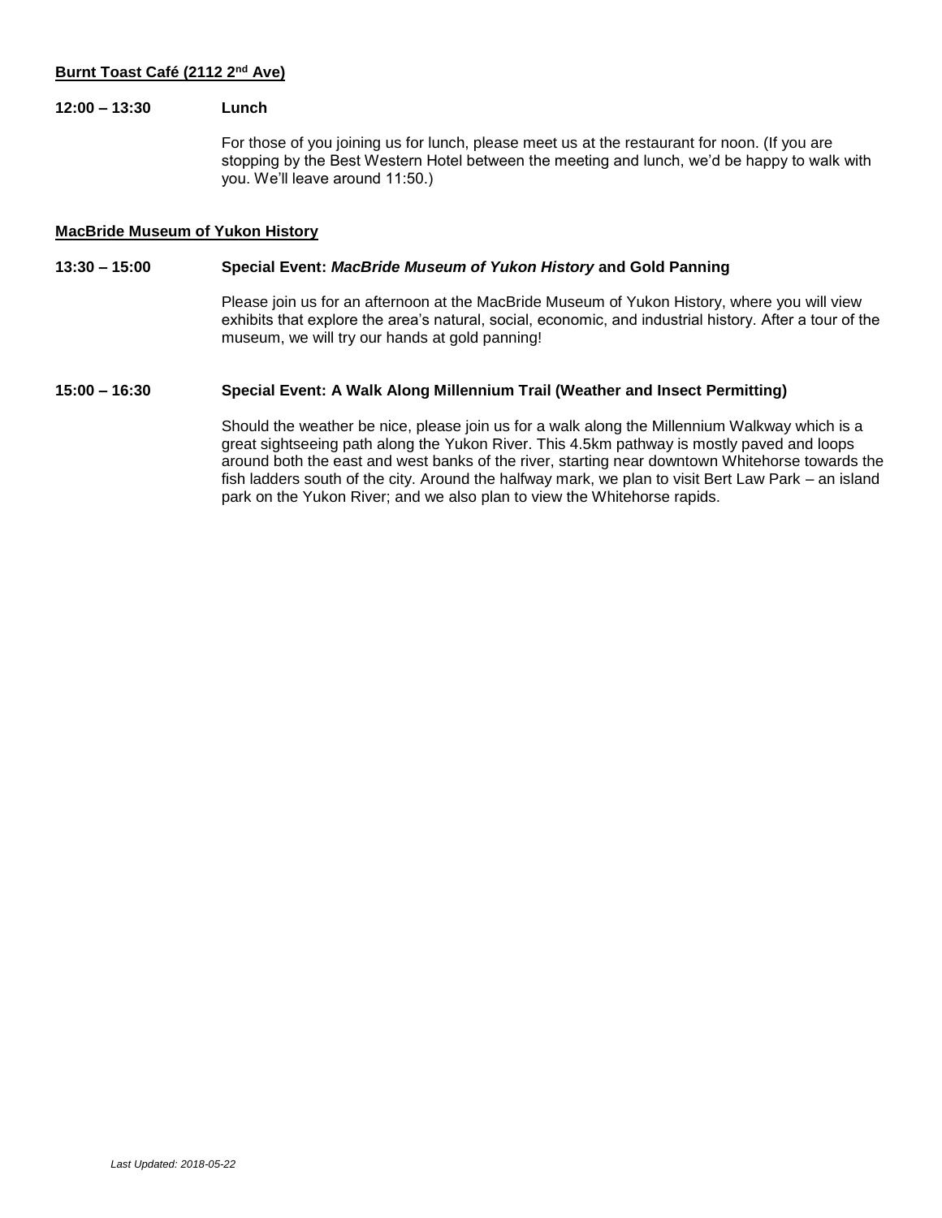**Burnt Toast Café (2112 2nd Ave)**

**12:00 – 13:30** **Lunch**

For those of you joining us for lunch, please meet us at the restaurant for noon. (If you are stopping by the Best Western Hotel between the meeting and lunch, we'd be happy to walk with you. We'll leave around 11:50.)

**MacBride Museum of Yukon History**

**13:30 – 15:00** **Special Event: *MacBride Museum of Yukon History* and Gold Panning**

Please join us for an afternoon at the MacBride Museum of Yukon History, where you will view exhibits that explore the area's natural, social, economic, and industrial history. After a tour of the museum, we will try our hands at gold panning!

**15:00 – 16:30** **Special Event: A Walk Along Millennium Trail (Weather and Insect Permitting)**

Should the weather be nice, please join us for a walk along the Millennium Walkway which is a great sightseeing path along the Yukon River. This 4.5km pathway is mostly paved and loops around both the east and west banks of the river, starting near downtown Whitehorse towards the fish ladders south of the city. Around the halfway mark, we plan to visit Bert Law Park – an island park on the Yukon River; and we also plan to view the Whitehorse rapids.

*Last Updated: 2018-05-22*